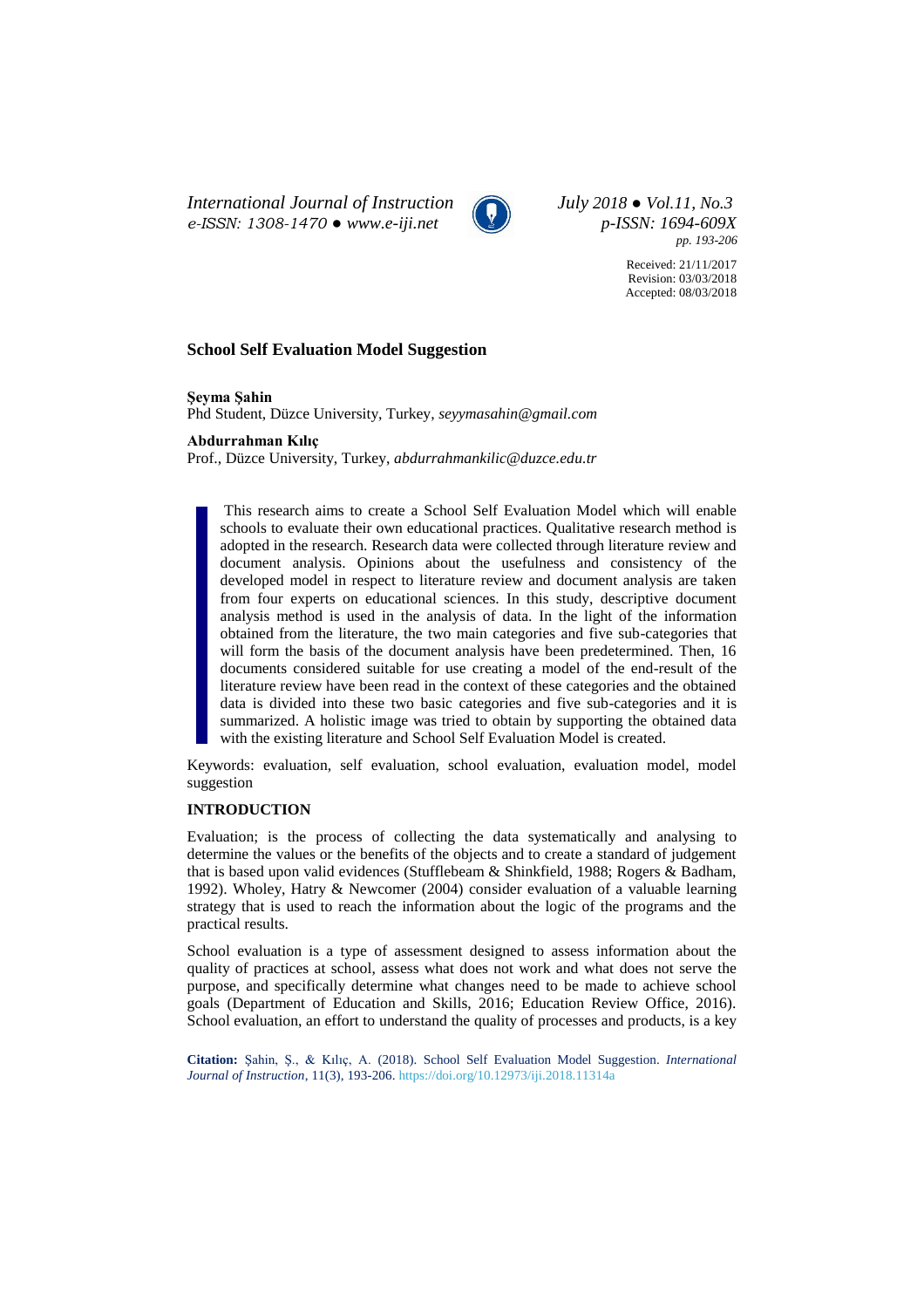# School Self Evaluation Model Suggestion

**Şeyma Şahin**
Phd Student, Düzce University, Turkey, *seyymasahin@gmail.com*

**Abdurrahman Kılıç**
Prof., Düzce University, Turkey, *abdurrahmankilic@duzce.edu.tr*

This research aims to create a School Self Evaluation Model which will enable schools to evaluate their own educational practices. Qualitative research method is adopted in the research. Research data were collected through literature review and document analysis. Opinions about the usefulness and consistency of the developed model in respect to literature review and document analysis are taken from four experts on educational sciences. In this study, descriptive document analysis method is used in the analysis of data. In the light of the information obtained from the literature, the two main categories and five sub-categories that will form the basis of the document analysis have been predetermined. Then, 16 documents considered suitable for use creating a model of the end-result of the literature review have been read in the context of these categories and the obtained data is divided into these two basic categories and five sub-categories and it is summarized. A holistic image was tried to obtain by supporting the obtained data with the existing literature and School Self Evaluation Model is created.

Keywords: evaluation, self evaluation, school evaluation, evaluation model, model suggestion

## INTRODUCTION

Evaluation; is the process of collecting the data systematically and analysing to determine the values or the benefits of the objects and to create a standard of judgement that is based upon valid evidences (Stufflebeam & Shinkfield, 1988; Rogers & Badham, 1992). Wholey, Hatry & Newcomer (2004) consider evaluation of a valuable learning strategy that is used to reach the information about the logic of the programs and the practical results.

School evaluation is a type of assessment designed to assess information about the quality of practices at school, assess what does not work and what does not serve the purpose, and specifically determine what changes need to be made to achieve school goals (Department of Education and Skills, 2016; Education Review Office, 2016). School evaluation, an effort to understand the quality of processes and products, is a key

**Citation:** Şahin, Ş., & Kılıç, A. (2018). School Self Evaluation Model Suggestion. *International Journal of Instruction*, 11(3), 193-206. https://doi.org/10.12973/iji.2018.11314a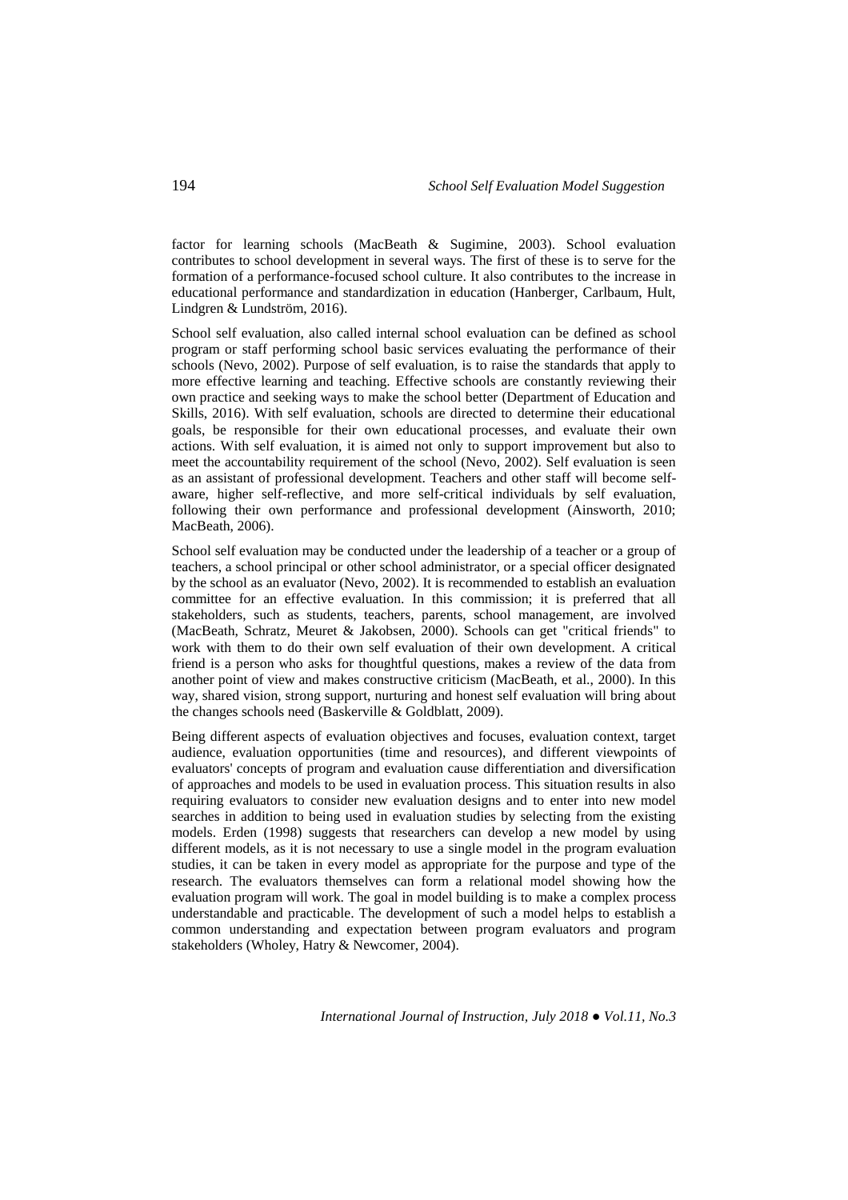factor for learning schools (MacBeath & Sugimine, 2003). School evaluation contributes to school development in several ways. The first of these is to serve for the formation of a performance-focused school culture. It also contributes to the increase in educational performance and standardization in education (Hanberger, Carlbaum, Hult, Lindgren & Lundström, 2016).

School self evaluation, also called internal school evaluation can be defined as school program or staff performing school basic services evaluating the performance of their schools (Nevo, 2002). Purpose of self evaluation, is to raise the standards that apply to more effective learning and teaching. Effective schools are constantly reviewing their own practice and seeking ways to make the school better (Department of Education and Skills, 2016). With self evaluation, schools are directed to determine their educational goals, be responsible for their own educational processes, and evaluate their own actions. With self evaluation, it is aimed not only to support improvement but also to meet the accountability requirement of the school (Nevo, 2002). Self evaluation is seen as an assistant of professional development. Teachers and other staff will become self-aware, higher self-reflective, and more self-critical individuals by self evaluation, following their own performance and professional development (Ainsworth, 2010; MacBeath, 2006).

School self evaluation may be conducted under the leadership of a teacher or a group of teachers, a school principal or other school administrator, or a special officer designated by the school as an evaluator (Nevo, 2002). It is recommended to establish an evaluation committee for an effective evaluation. In this commission; it is preferred that all stakeholders, such as students, teachers, parents, school management, are involved (MacBeath, Schratz, Meuret & Jakobsen, 2000). Schools can get "critical friends" to work with them to do their own self evaluation of their own development. A critical friend is a person who asks for thoughtful questions, makes a review of the data from another point of view and makes constructive criticism (MacBeath, et al., 2000). In this way, shared vision, strong support, nurturing and honest self evaluation will bring about the changes schools need (Baskerville & Goldblatt, 2009).

Being different aspects of evaluation objectives and focuses, evaluation context, target audience, evaluation opportunities (time and resources), and different viewpoints of evaluators' concepts of program and evaluation cause differentiation and diversification of approaches and models to be used in evaluation process. This situation results in also requiring evaluators to consider new evaluation designs and to enter into new model searches in addition to being used in evaluation studies by selecting from the existing models. Erden (1998) suggests that researchers can develop a new model by using different models, as it is not necessary to use a single model in the program evaluation studies, it can be taken in every model as appropriate for the purpose and type of the research. The evaluators themselves can form a relational model showing how the evaluation program will work. The goal in model building is to make a complex process understandable and practicable. The development of such a model helps to establish a common understanding and expectation between program evaluators and program stakeholders (Wholey, Hatry & Newcomer, 2004).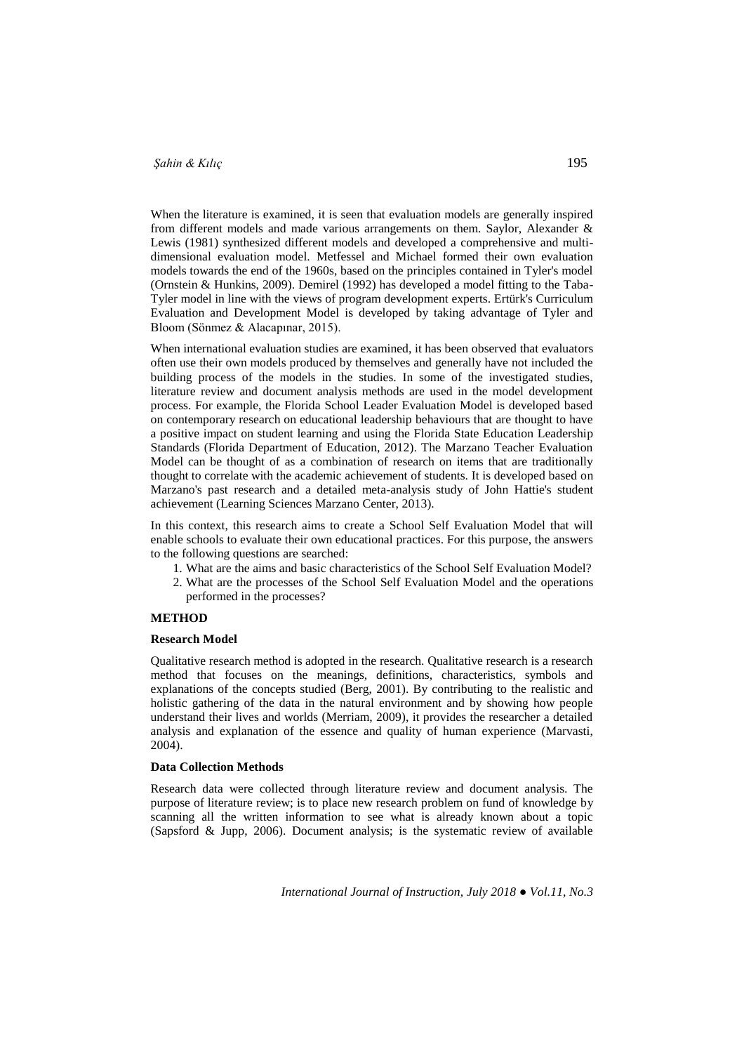When the literature is examined, it is seen that evaluation models are generally inspired from different models and made various arrangements on them. Saylor, Alexander & Lewis (1981) synthesized different models and developed a comprehensive and multi-dimensional evaluation model. Metfessel and Michael formed their own evaluation models towards the end of the 1960s, based on the principles contained in Tyler's model (Ornstein & Hunkins, 2009). Demirel (1992) has developed a model fitting to the Taba-Tyler model in line with the views of program development experts. Ertürk's Curriculum Evaluation and Development Model is developed by taking advantage of Tyler and Bloom (Sönmez & Alacapınar, 2015).

When international evaluation studies are examined, it has been observed that evaluators often use their own models produced by themselves and generally have not included the building process of the models in the studies. In some of the investigated studies, literature review and document analysis methods are used in the model development process. For example, the Florida School Leader Evaluation Model is developed based on contemporary research on educational leadership behaviours that are thought to have a positive impact on student learning and using the Florida State Education Leadership Standards (Florida Department of Education, 2012). The Marzano Teacher Evaluation Model can be thought of as a combination of research on items that are traditionally thought to correlate with the academic achievement of students. It is developed based on Marzano's past research and a detailed meta-analysis study of John Hattie's student achievement (Learning Sciences Marzano Center, 2013).

In this context, this research aims to create a School Self Evaluation Model that will enable schools to evaluate their own educational practices. For this purpose, the answers to the following questions are searched:

1. What are the aims and basic characteristics of the School Self Evaluation Model?
2. What are the processes of the School Self Evaluation Model and the operations performed in the processes?

## METHOD

### Research Model

Qualitative research method is adopted in the research. Qualitative research is a research method that focuses on the meanings, definitions, characteristics, symbols and explanations of the concepts studied (Berg, 2001). By contributing to the realistic and holistic gathering of the data in the natural environment and by showing how people understand their lives and worlds (Merriam, 2009), it provides the researcher a detailed analysis and explanation of the essence and quality of human experience (Marvasti, 2004).

### Data Collection Methods

Research data were collected through literature review and document analysis. The purpose of literature review; is to place new research problem on fund of knowledge by scanning all the written information to see what is already known about a topic (Sapsford & Jupp, 2006). Document analysis; is the systematic review of available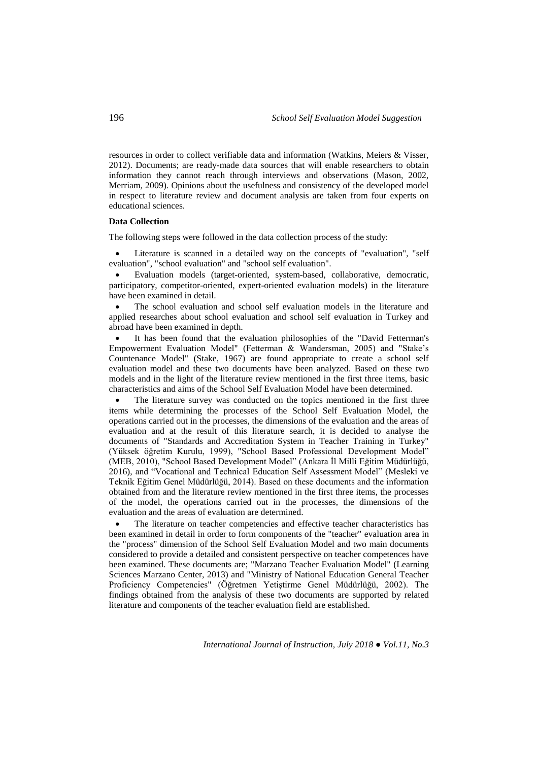resources in order to collect verifiable data and information (Watkins, Meiers & Visser, 2012). Documents; are ready-made data sources that will enable researchers to obtain information they cannot reach through interviews and observations (Mason, 2002, Merriam, 2009). Opinions about the usefulness and consistency of the developed model in respect to literature review and document analysis are taken from four experts on educational sciences.

**Data Collection**

The following steps were followed in the data collection process of the study:

- Literature is scanned in a detailed way on the concepts of "evaluation", "self evaluation", "school evaluation" and "school self evaluation".
- Evaluation models (target-oriented, system-based, collaborative, democratic, participatory, competitor-oriented, expert-oriented evaluation models) in the literature have been examined in detail.
- The school evaluation and school self evaluation models in the literature and applied researches about school evaluation and school self evaluation in Turkey and abroad have been examined in depth.
- It has been found that the evaluation philosophies of the "David Fetterman's Empowerment Evaluation Model" (Fetterman & Wandersman, 2005) and "Stake's Countenance Model" (Stake, 1967) are found appropriate to create a school self evaluation model and these two documents have been analyzed. Based on these two models and in the light of the literature review mentioned in the first three items, basic characteristics and aims of the School Self Evaluation Model have been determined.
- The literature survey was conducted on the topics mentioned in the first three items while determining the processes of the School Self Evaluation Model, the operations carried out in the processes, the dimensions of the evaluation and the areas of evaluation and at the result of this literature search, it is decided to analyse the documents of "Standards and Accreditation System in Teacher Training in Turkey" (Yüksek öğretim Kurulu, 1999), "School Based Professional Development Model" (MEB, 2010), "School Based Development Model" (Ankara İl Milli Eğitim Müdürlüğü, 2016), and "Vocational and Technical Education Self Assessment Model" (Mesleki ve Teknik Eğitim Genel Müdürlüğü, 2014). Based on these documents and the information obtained from and the literature review mentioned in the first three items, the processes of the model, the operations carried out in the processes, the dimensions of the evaluation and the areas of evaluation are determined.
- The literature on teacher competencies and effective teacher characteristics has been examined in detail in order to form components of the "teacher" evaluation area in the "process" dimension of the School Self Evaluation Model and two main documents considered to provide a detailed and consistent perspective on teacher competences have been examined. These documents are; "Marzano Teacher Evaluation Model" (Learning Sciences Marzano Center, 2013) and "Ministry of National Education General Teacher Proficiency Competencies" (Öğretmen Yetiştirme Genel Müdürlüğü, 2002). The findings obtained from the analysis of these two documents are supported by related literature and components of the teacher evaluation field are established.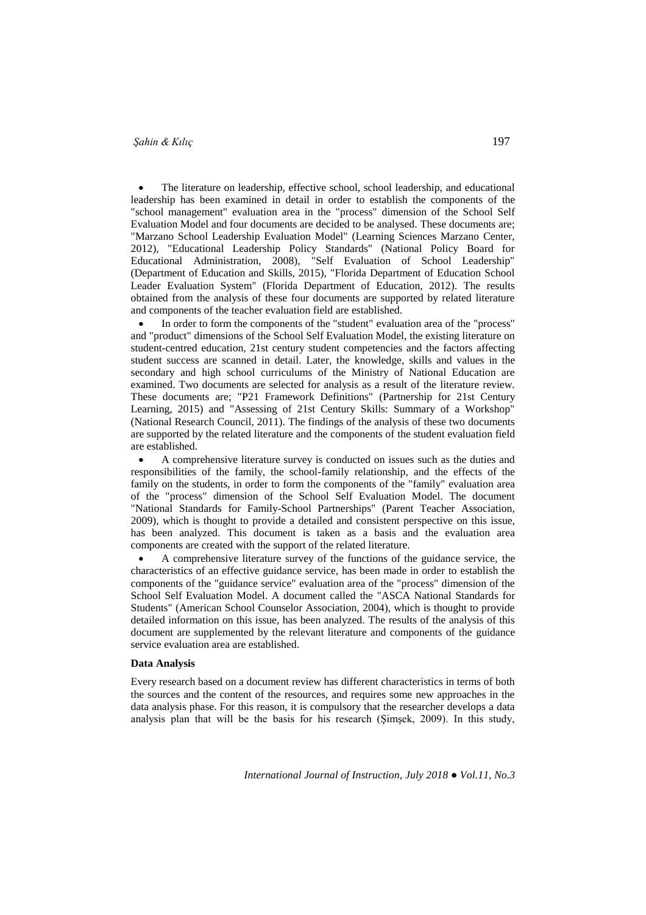- The literature on leadership, effective school, school leadership, and educational leadership has been examined in detail in order to establish the components of the "school management" evaluation area in the "process" dimension of the School Self Evaluation Model and four documents are decided to be analysed. These documents are; "Marzano School Leadership Evaluation Model" (Learning Sciences Marzano Center, 2012), "Educational Leadership Policy Standards" (National Policy Board for Educational Administration, 2008), "Self Evaluation of School Leadership" (Department of Education and Skills, 2015), "Florida Department of Education School Leader Evaluation System" (Florida Department of Education, 2012). The results obtained from the analysis of these four documents are supported by related literature and components of the teacher evaluation field are established.
- In order to form the components of the "student" evaluation area of the "process" and "product" dimensions of the School Self Evaluation Model, the existing literature on student-centred education, 21st century student competencies and the factors affecting student success are scanned in detail. Later, the knowledge, skills and values in the secondary and high school curriculums of the Ministry of National Education are examined. Two documents are selected for analysis as a result of the literature review. These documents are; "P21 Framework Definitions" (Partnership for 21st Century Learning, 2015) and "Assessing of 21st Century Skills: Summary of a Workshop" (National Research Council, 2011). The findings of the analysis of these two documents are supported by the related literature and the components of the student evaluation field are established.
- A comprehensive literature survey is conducted on issues such as the duties and responsibilities of the family, the school-family relationship, and the effects of the family on the students, in order to form the components of the "family" evaluation area of the "process" dimension of the School Self Evaluation Model. The document "National Standards for Family-School Partnerships" (Parent Teacher Association, 2009), which is thought to provide a detailed and consistent perspective on this issue, has been analyzed. This document is taken as a basis and the evaluation area components are created with the support of the related literature.
- A comprehensive literature survey of the functions of the guidance service, the characteristics of an effective guidance service, has been made in order to establish the components of the "guidance service" evaluation area of the "process" dimension of the School Self Evaluation Model. A document called the "ASCA National Standards for Students" (American School Counselor Association, 2004), which is thought to provide detailed information on this issue, has been analyzed. The results of the analysis of this document are supplemented by the relevant literature and components of the guidance service evaluation area are established.

**Data Analysis**

Every research based on a document review has different characteristics in terms of both the sources and the content of the resources, and requires some new approaches in the data analysis phase. For this reason, it is compulsory that the researcher develops a data analysis plan that will be the basis for his research (Şimşek, 2009). In this study,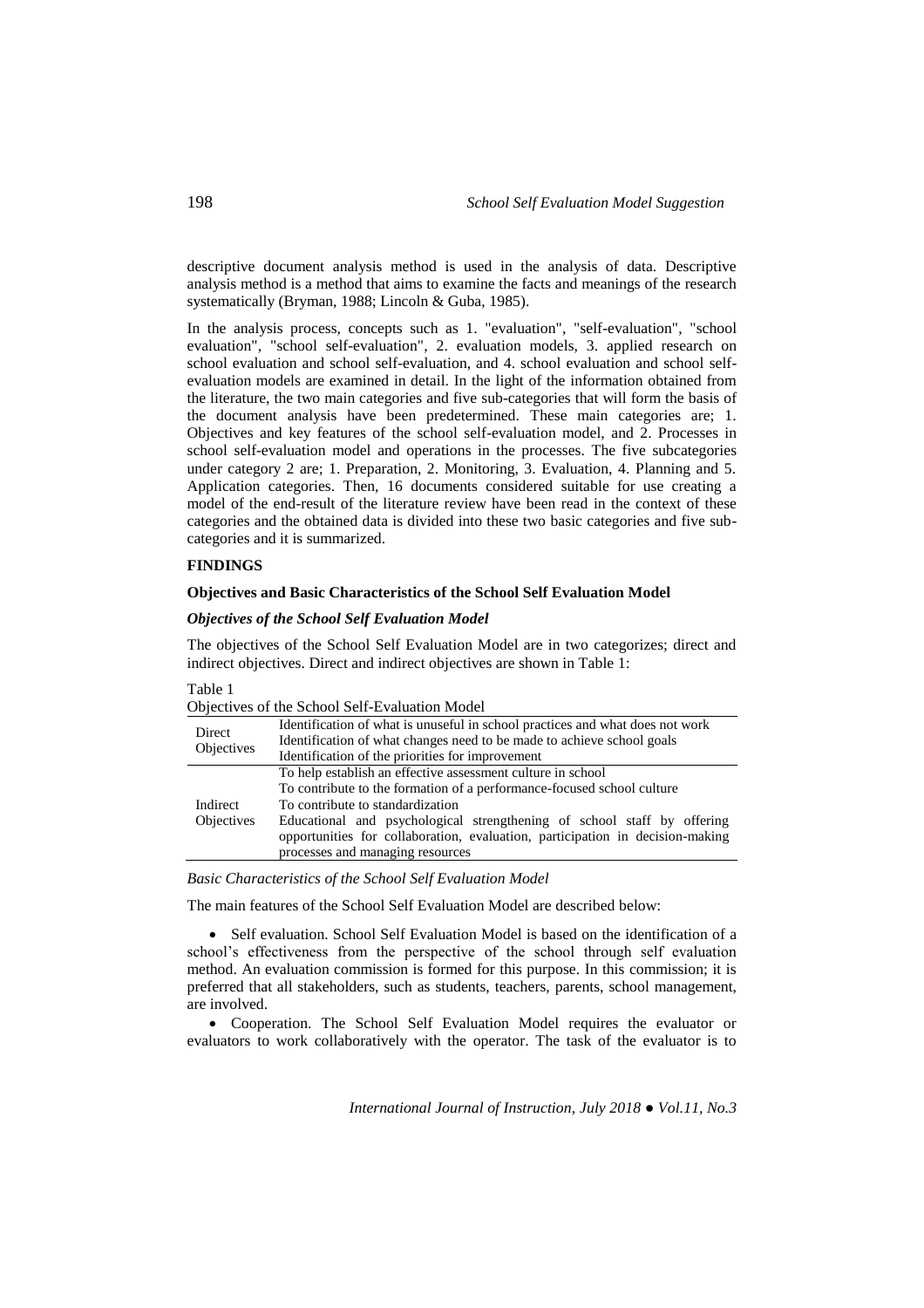descriptive document analysis method is used in the analysis of data. Descriptive analysis method is a method that aims to examine the facts and meanings of the research systematically (Bryman, 1988; Lincoln & Guba, 1985).

In the analysis process, concepts such as 1. "evaluation", "self-evaluation", "school evaluation", "school self-evaluation", 2. evaluation models, 3. applied research on school evaluation and school self-evaluation, and 4. school evaluation and school self-evaluation models are examined in detail. In the light of the information obtained from the literature, the two main categories and five sub-categories that will form the basis of the document analysis have been predetermined. These main categories are; 1. Objectives and key features of the school self-evaluation model, and 2. Processes in school self-evaluation model and operations in the processes. The five subcategories under category 2 are; 1. Preparation, 2. Monitoring, 3. Evaluation, 4. Planning and 5. Application categories. Then, 16 documents considered suitable for use creating a model of the end-result of the literature review have been read in the context of these categories and the obtained data is divided into these two basic categories and five sub-categories and it is summarized.

## FINDINGS

### Objectives and Basic Characteristics of the School Self Evaluation Model

#### *Objectives of the School Self Evaluation Model*

The objectives of the School Self Evaluation Model are in two categorizes; direct and indirect objectives. Direct and indirect objectives are shown in Table 1:

Table 1

Objectives of the School Self-Evaluation Model

| | |
|---|---|
| Direct Objectives | Identification of what is unuseful in school practices and what does not work<br>Identification of what changes need to be made to achieve school goals<br>Identification of the priorities for improvement |
| Indirect Objectives | To help establish an effective assessment culture in school<br>To contribute to the formation of a performance-focused school culture<br>To contribute to standardization<br>Educational and psychological strengthening of school staff by offering opportunities for collaboration, evaluation, participation in decision-making processes and managing resources |

*Basic Characteristics of the School Self Evaluation Model*

The main features of the School Self Evaluation Model are described below:

- Self evaluation. School Self Evaluation Model is based on the identification of a school's effectiveness from the perspective of the school through self evaluation method. An evaluation commission is formed for this purpose. In this commission; it is preferred that all stakeholders, such as students, teachers, parents, school management, are involved.
- Cooperation. The School Self Evaluation Model requires the evaluator or evaluators to work collaboratively with the operator. The task of the evaluator is to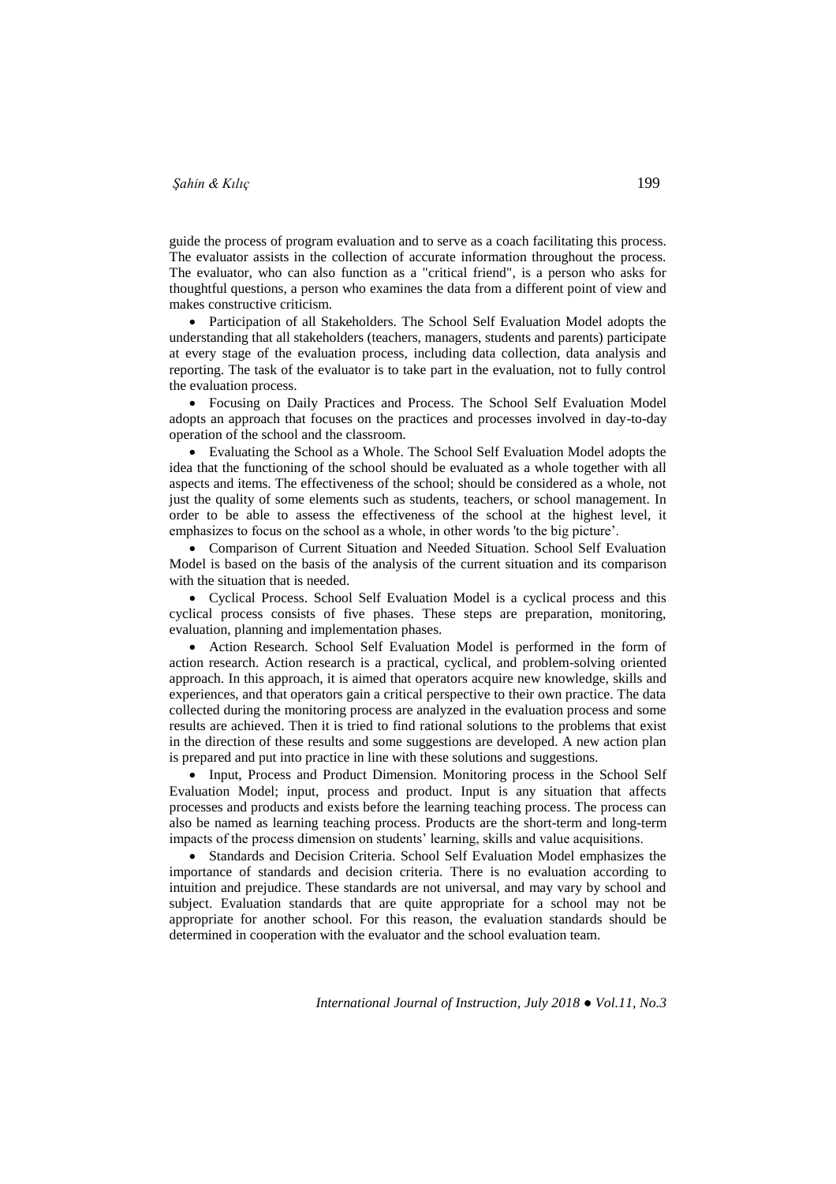guide the process of program evaluation and to serve as a coach facilitating this process. The evaluator assists in the collection of accurate information throughout the process. The evaluator, who can also function as a "critical friend", is a person who asks for thoughtful questions, a person who examines the data from a different point of view and makes constructive criticism.

- Participation of all Stakeholders. The School Self Evaluation Model adopts the understanding that all stakeholders (teachers, managers, students and parents) participate at every stage of the evaluation process, including data collection, data analysis and reporting. The task of the evaluator is to take part in the evaluation, not to fully control the evaluation process.
- Focusing on Daily Practices and Process. The School Self Evaluation Model adopts an approach that focuses on the practices and processes involved in day-to-day operation of the school and the classroom.
- Evaluating the School as a Whole. The School Self Evaluation Model adopts the idea that the functioning of the school should be evaluated as a whole together with all aspects and items. The effectiveness of the school; should be considered as a whole, not just the quality of some elements such as students, teachers, or school management. In order to be able to assess the effectiveness of the school at the highest level, it emphasizes to focus on the school as a whole, in other words 'to the big picture'.
- Comparison of Current Situation and Needed Situation. School Self Evaluation Model is based on the basis of the analysis of the current situation and its comparison with the situation that is needed.
- Cyclical Process. School Self Evaluation Model is a cyclical process and this cyclical process consists of five phases. These steps are preparation, monitoring, evaluation, planning and implementation phases.
- Action Research. School Self Evaluation Model is performed in the form of action research. Action research is a practical, cyclical, and problem-solving oriented approach. In this approach, it is aimed that operators acquire new knowledge, skills and experiences, and that operators gain a critical perspective to their own practice. The data collected during the monitoring process are analyzed in the evaluation process and some results are achieved. Then it is tried to find rational solutions to the problems that exist in the direction of these results and some suggestions are developed. A new action plan is prepared and put into practice in line with these solutions and suggestions.
- Input, Process and Product Dimension. Monitoring process in the School Self Evaluation Model; input, process and product. Input is any situation that affects processes and products and exists before the learning teaching process. The process can also be named as learning teaching process. Products are the short-term and long-term impacts of the process dimension on students' learning, skills and value acquisitions.
- Standards and Decision Criteria. School Self Evaluation Model emphasizes the importance of standards and decision criteria. There is no evaluation according to intuition and prejudice. These standards are not universal, and may vary by school and subject. Evaluation standards that are quite appropriate for a school may not be appropriate for another school. For this reason, the evaluation standards should be determined in cooperation with the evaluator and the school evaluation team.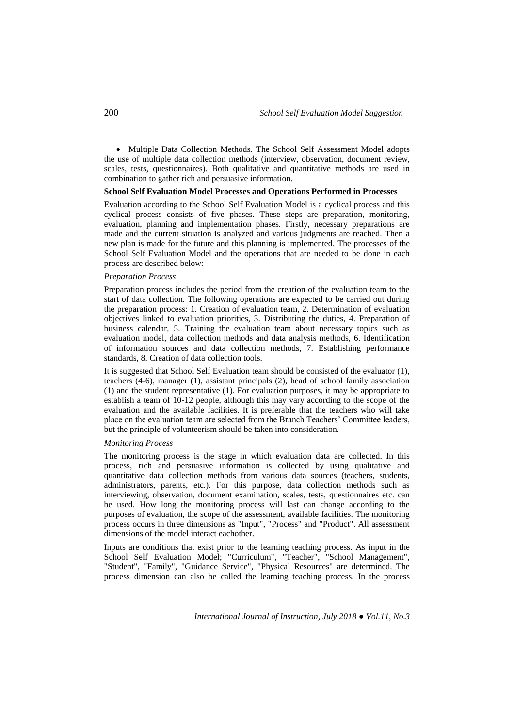- Multiple Data Collection Methods. The School Self Assessment Model adopts the use of multiple data collection methods (interview, observation, document review, scales, tests, questionnaires). Both qualitative and quantitative methods are used in combination to gather rich and persuasive information.

**School Self Evaluation Model Processes and Operations Performed in Processes**

Evaluation according to the School Self Evaluation Model is a cyclical process and this cyclical process consists of five phases. These steps are preparation, monitoring, evaluation, planning and implementation phases. Firstly, necessary preparations are made and the current situation is analyzed and various judgments are reached. Then a new plan is made for the future and this planning is implemented. The processes of the School Self Evaluation Model and the operations that are needed to be done in each process are described below:

*Preparation Process*

Preparation process includes the period from the creation of the evaluation team to the start of data collection. The following operations are expected to be carried out during the preparation process: 1. Creation of evaluation team, 2. Determination of evaluation objectives linked to evaluation priorities, 3. Distributing the duties, 4. Preparation of business calendar, 5. Training the evaluation team about necessary topics such as evaluation model, data collection methods and data analysis methods, 6. Identification of information sources and data collection methods, 7. Establishing performance standards, 8. Creation of data collection tools.

It is suggested that School Self Evaluation team should be consisted of the evaluator (1), teachers (4-6), manager (1), assistant principals (2), head of school family association (1) and the student representative (1). For evaluation purposes, it may be appropriate to establish a team of 10-12 people, although this may vary according to the scope of the evaluation and the available facilities. It is preferable that the teachers who will take place on the evaluation team are selected from the Branch Teachers' Committee leaders, but the principle of volunteerism should be taken into consideration.

*Monitoring Process*

The monitoring process is the stage in which evaluation data are collected. In this process, rich and persuasive information is collected by using qualitative and quantitative data collection methods from various data sources (teachers, students, administrators, parents, etc.). For this purpose, data collection methods such as interviewing, observation, document examination, scales, tests, questionnaires etc. can be used. How long the monitoring process will last can change according to the purposes of evaluation, the scope of the assessment, available facilities. The monitoring process occurs in three dimensions as "Input", "Process" and "Product". All assessment dimensions of the model interact eachother.

Inputs are conditions that exist prior to the learning teaching process. As input in the School Self Evaluation Model; "Curriculum", "Teacher", "School Management", "Student", "Family", "Guidance Service", "Physical Resources" are determined. The process dimension can also be called the learning teaching process. In the process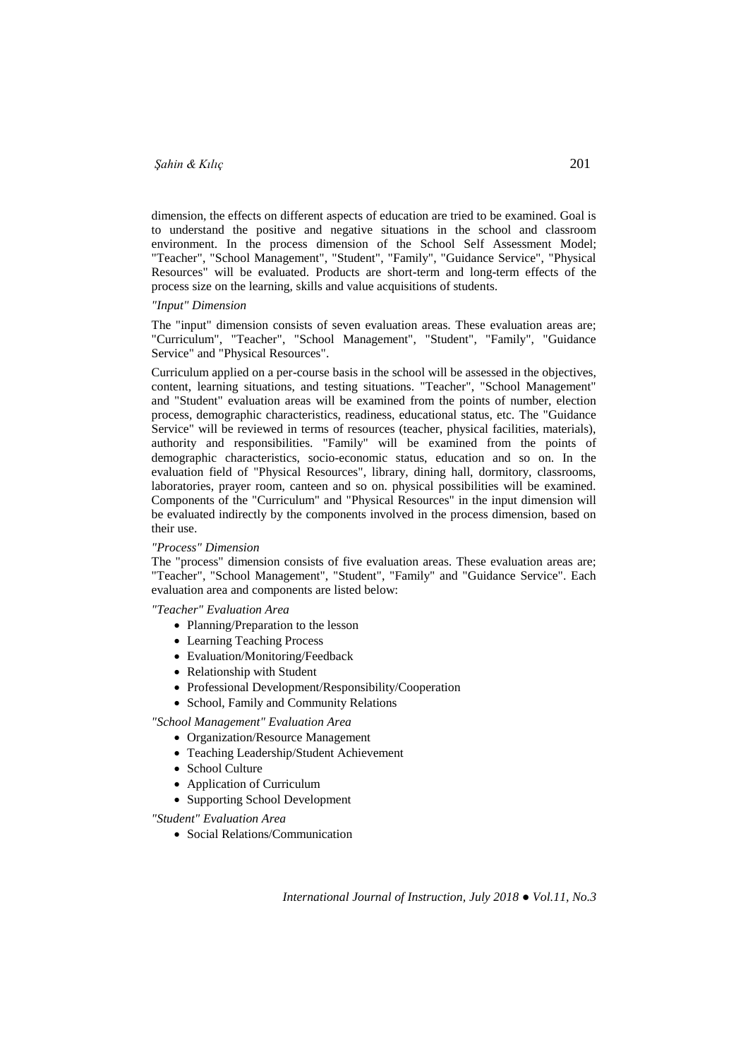dimension, the effects on different aspects of education are tried to be examined. Goal is to understand the positive and negative situations in the school and classroom environment. In the process dimension of the School Self Assessment Model; "Teacher", "School Management", "Student", "Family", "Guidance Service", "Physical Resources" will be evaluated. Products are short-term and long-term effects of the process size on the learning, skills and value acquisitions of students.

*"Input" Dimension*

The "input" dimension consists of seven evaluation areas. These evaluation areas are; "Curriculum", "Teacher", "School Management", "Student", "Family", "Guidance Service" and "Physical Resources".

Curriculum applied on a per-course basis in the school will be assessed in the objectives, content, learning situations, and testing situations. "Teacher", "School Management" and "Student" evaluation areas will be examined from the points of number, election process, demographic characteristics, readiness, educational status, etc. The "Guidance Service" will be reviewed in terms of resources (teacher, physical facilities, materials), authority and responsibilities. "Family" will be examined from the points of demographic characteristics, socio-economic status, education and so on. In the evaluation field of "Physical Resources", library, dining hall, dormitory, classrooms, laboratories, prayer room, canteen and so on. physical possibilities will be examined. Components of the "Curriculum" and "Physical Resources" in the input dimension will be evaluated indirectly by the components involved in the process dimension, based on their use.

*"Process" Dimension*

The "process" dimension consists of five evaluation areas. These evaluation areas are; "Teacher", "School Management", "Student", "Family" and "Guidance Service". Each evaluation area and components are listed below:

*"Teacher" Evaluation Area*

- Planning/Preparation to the lesson
- Learning Teaching Process
- Evaluation/Monitoring/Feedback
- Relationship with Student
- Professional Development/Responsibility/Cooperation
- School, Family and Community Relations

*"School Management" Evaluation Area*

- Organization/Resource Management
- Teaching Leadership/Student Achievement
- School Culture
- Application of Curriculum
- Supporting School Development

*"Student" Evaluation Area*

- Social Relations/Communication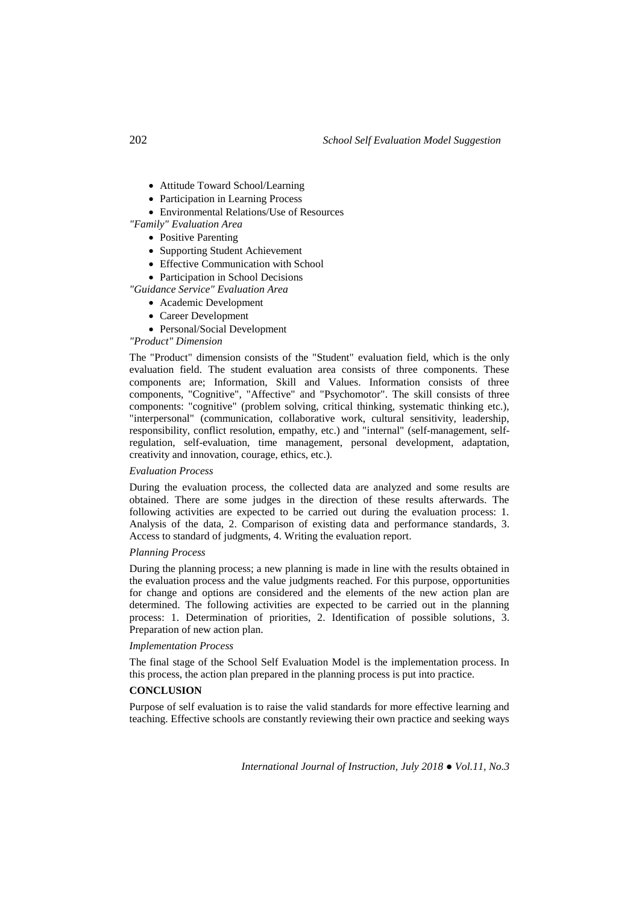- Attitude Toward School/Learning
- Participation in Learning Process
- Environmental Relations/Use of Resources

*"Family" Evaluation Area*

- Positive Parenting
- Supporting Student Achievement
- Effective Communication with School
- Participation in School Decisions

*"Guidance Service" Evaluation Area*

- Academic Development
- Career Development
- Personal/Social Development

*"Product" Dimension*

The "Product" dimension consists of the "Student" evaluation field, which is the only evaluation field. The student evaluation area consists of three components. These components are; Information, Skill and Values. Information consists of three components, "Cognitive", "Affective" and "Psychomotor". The skill consists of three components: "cognitive" (problem solving, critical thinking, systematic thinking etc.), "interpersonal" (communication, collaborative work, cultural sensitivity, leadership, responsibility, conflict resolution, empathy, etc.) and "internal" (self-management, self-regulation, self-evaluation, time management, personal development, adaptation, creativity and innovation, courage, ethics, etc.).

*Evaluation Process*

During the evaluation process, the collected data are analyzed and some results are obtained. There are some judges in the direction of these results afterwards. The following activities are expected to be carried out during the evaluation process: 1. Analysis of the data, 2. Comparison of existing data and performance standards, 3. Access to standard of judgments, 4. Writing the evaluation report.

*Planning Process*

During the planning process; a new planning is made in line with the results obtained in the evaluation process and the value judgments reached. For this purpose, opportunities for change and options are considered and the elements of the new action plan are determined. The following activities are expected to be carried out in the planning process: 1. Determination of priorities, 2. Identification of possible solutions, 3. Preparation of new action plan.

*Implementation Process*

The final stage of the School Self Evaluation Model is the implementation process. In this process, the action plan prepared in the planning process is put into practice.

**CONCLUSION**

Purpose of self evaluation is to raise the valid standards for more effective learning and teaching. Effective schools are constantly reviewing their own practice and seeking ways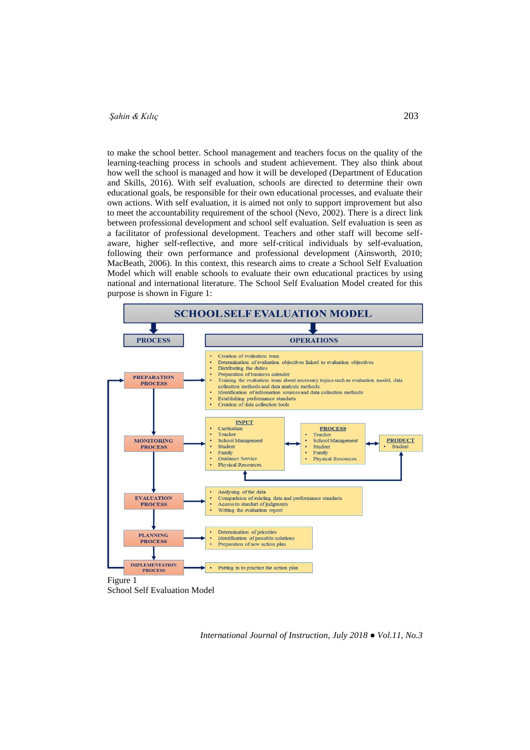to make the school better. School management and teachers focus on the quality of the learning-teaching process in schools and student achievement. They also think about how well the school is managed and how it will be developed (Department of Education and Skills, 2016). With self evaluation, schools are directed to determine their own educational goals, be responsible for their own educational processes, and evaluate their own actions. With self evaluation, it is aimed not only to support improvement but also to meet the accountability requirement of the school (Nevo, 2002). There is a direct link between professional development and school self evaluation. Self evaluation is seen as a facilitator of professional development. Teachers and other staff will become self-aware, higher self-reflective, and more self-critical individuals by self-evaluation, following their own performance and professional development (Ainsworth, 2010; MacBeath, 2006). In this context, this research aims to create a School Self Evaluation Model which will enable schools to evaluate their own educational practices by using national and international literature. The School Self Evaluation Model created for this purpose is shown in Figure 1:

**SCHOOL SELF EVALUATION MODEL**

| PROCESS | OPERATIONS |
|---|---|
| PREPARATION PROCESS | • Creation of evaluation team<br>• Determination of evaluation objectives linked to evaluation objectives<br>• Distributing the duties<br>• Preparation of business calender<br>• Training the evaluation team about necessary topics such as evaluation model, data collection methods and data analysis methods<br>• Identification of information sources and data collection methods<br>• Establishing performance standards<br>• Creation of data collection tools |
| MONITORING PROCESS | **INPUT**: • Curriculum • Teacher • School Management • Student • Family • Guidance Service • Physical Resources ↔ **PROCESS**: • Teacher • School Management • Student • Family • Physical Resources ↔ **PRODUCT**: • Student |
| EVALUATION PROCESS | • Analysing of the data<br>• Comparision of existing data and performance standarts<br>• Access to standart of judgments<br>• Writing the evaluation report |
| PLANNING PROCESS | • Determination of priorities<br>• Identification of possible solutions<br>• Preparation of new action plan |
| IMPLEMENTATION PROCESS | • Putting in to practice the action plan |

Figure 1
School Self Evaluation Model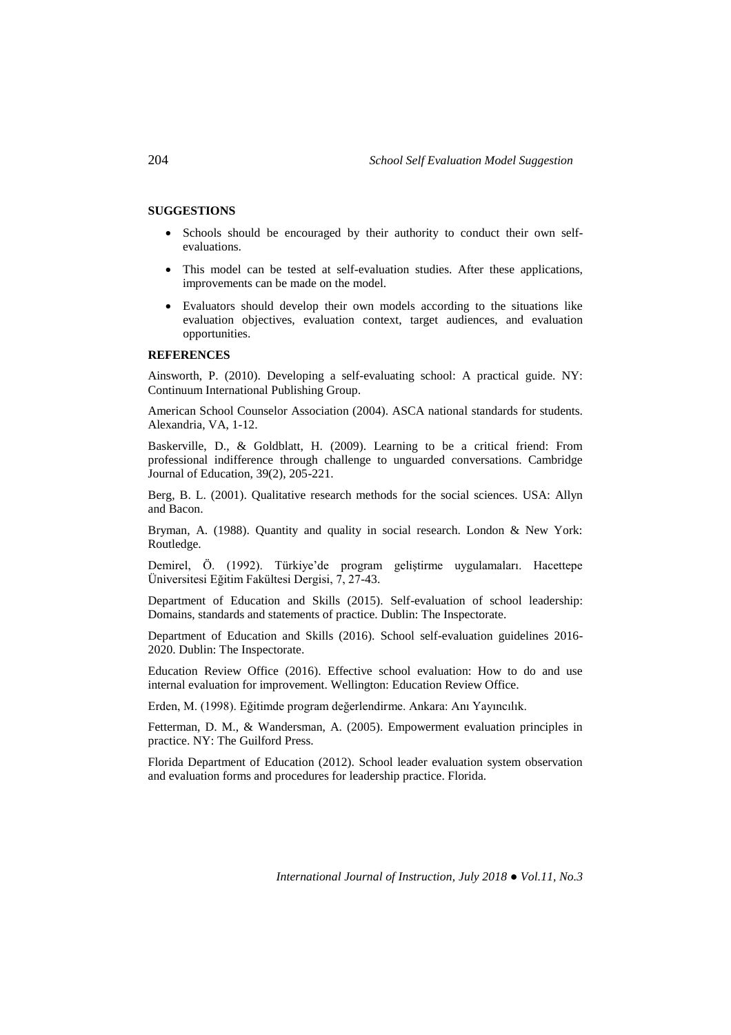## SUGGESTIONS

- Schools should be encouraged by their authority to conduct their own self-evaluations.
- This model can be tested at self-evaluation studies. After these applications, improvements can be made on the model.
- Evaluators should develop their own models according to the situations like evaluation objectives, evaluation context, target audiences, and evaluation opportunities.

## REFERENCES

Ainsworth, P. (2010). Developing a self-evaluating school: A practical guide. NY: Continuum International Publishing Group.

American School Counselor Association (2004). ASCA national standards for students. Alexandria, VA, 1-12.

Baskerville, D., & Goldblatt, H. (2009). Learning to be a critical friend: From professional indifference through challenge to unguarded conversations. Cambridge Journal of Education, 39(2), 205-221.

Berg, B. L. (2001). Qualitative research methods for the social sciences. USA: Allyn and Bacon.

Bryman, A. (1988). Quantity and quality in social research. London & New York: Routledge.

Demirel, Ö. (1992). Türkiye'de program geliştirme uygulamaları. Hacettepe Üniversitesi Eğitim Fakültesi Dergisi, 7, 27-43.

Department of Education and Skills (2015). Self-evaluation of school leadership: Domains, standards and statements of practice. Dublin: The Inspectorate.

Department of Education and Skills (2016). School self-evaluation guidelines 2016-2020. Dublin: The Inspectorate.

Education Review Office (2016). Effective school evaluation: How to do and use internal evaluation for improvement. Wellington: Education Review Office.

Erden, M. (1998). Eğitimde program değerlendirme. Ankara: Anı Yayıncılık.

Fetterman, D. M., & Wandersman, A. (2005). Empowerment evaluation principles in practice. NY: The Guilford Press.

Florida Department of Education (2012). School leader evaluation system observation and evaluation forms and procedures for leadership practice. Florida.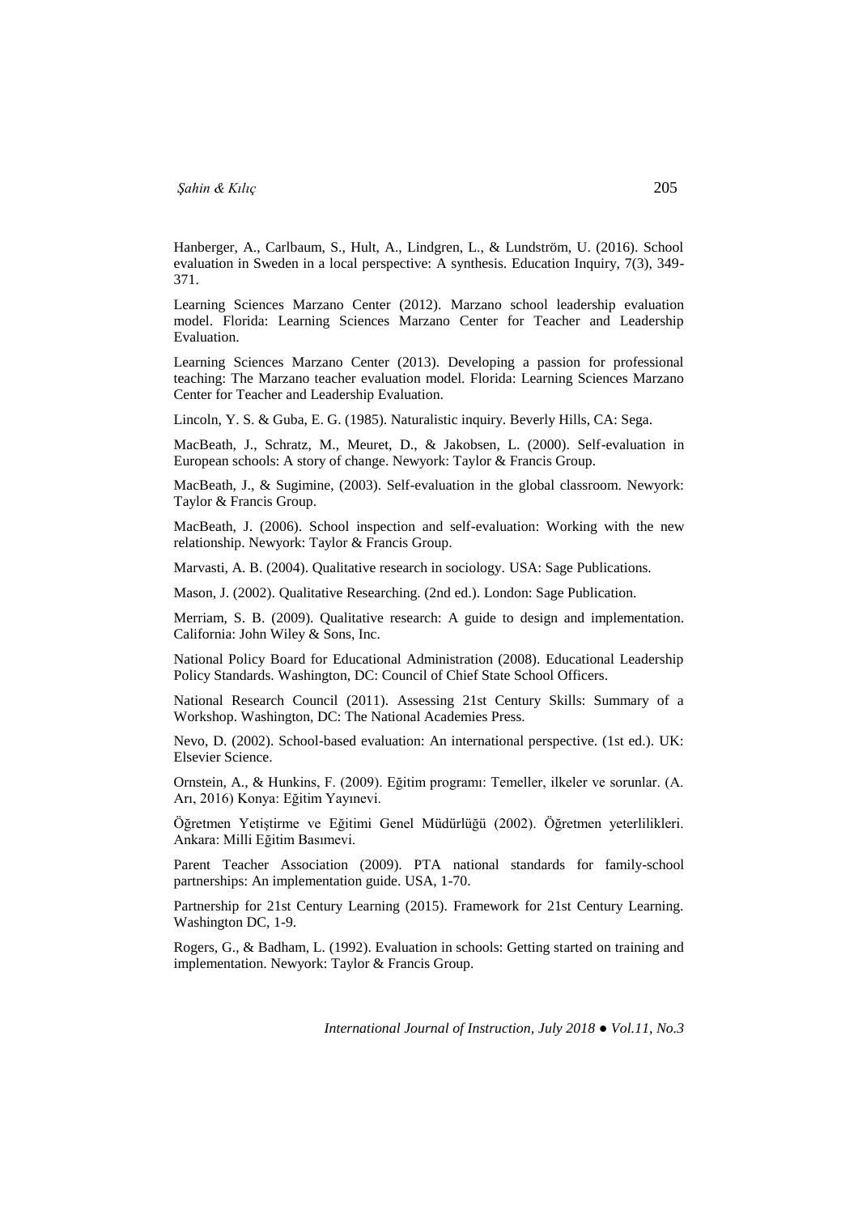Hanberger, A., Carlbaum, S., Hult, A., Lindgren, L., & Lundström, U. (2016). School evaluation in Sweden in a local perspective: A synthesis. Education Inquiry, 7(3), 349-371.

Learning Sciences Marzano Center (2012). Marzano school leadership evaluation model. Florida: Learning Sciences Marzano Center for Teacher and Leadership Evaluation.

Learning Sciences Marzano Center (2013). Developing a passion for professional teaching: The Marzano teacher evaluation model. Florida: Learning Sciences Marzano Center for Teacher and Leadership Evaluation.

Lincoln, Y. S. & Guba, E. G. (1985). Naturalistic inquiry. Beverly Hills, CA: Sega.

MacBeath, J., Schratz, M., Meuret, D., & Jakobsen, L. (2000). Self-evaluation in European schools: A story of change. Newyork: Taylor & Francis Group.

MacBeath, J., & Sugimine, (2003). Self-evaluation in the global classroom. Newyork: Taylor & Francis Group.

MacBeath, J. (2006). School inspection and self-evaluation: Working with the new relationship. Newyork: Taylor & Francis Group.

Marvasti, A. B. (2004). Qualitative research in sociology. USA: Sage Publications.

Mason, J. (2002). Qualitative Researching. (2nd ed.). London: Sage Publication.

Merriam, S. B. (2009). Qualitative research: A guide to design and implementation. California: John Wiley & Sons, Inc.

National Policy Board for Educational Administration (2008). Educational Leadership Policy Standards. Washington, DC: Council of Chief State School Officers.

National Research Council (2011). Assessing 21st Century Skills: Summary of a Workshop. Washington, DC: The National Academies Press.

Nevo, D. (2002). School-based evaluation: An international perspective. (1st ed.). UK: Elsevier Science.

Ornstein, A., & Hunkins, F. (2009). Eğitim programı: Temeller, ilkeler ve sorunlar. (A. Arı, 2016) Konya: Eğitim Yayınevi.

Öğretmen Yetiştirme ve Eğitimi Genel Müdürlüğü (2002). Öğretmen yeterlilikleri. Ankara: Milli Eğitim Basımevi.

Parent Teacher Association (2009). PTA national standards for family-school partnerships: An implementation guide. USA, 1-70.

Partnership for 21st Century Learning (2015). Framework for 21st Century Learning. Washington DC, 1-9.

Rogers, G., & Badham, L. (1992). Evaluation in schools: Getting started on training and implementation. Newyork: Taylor & Francis Group.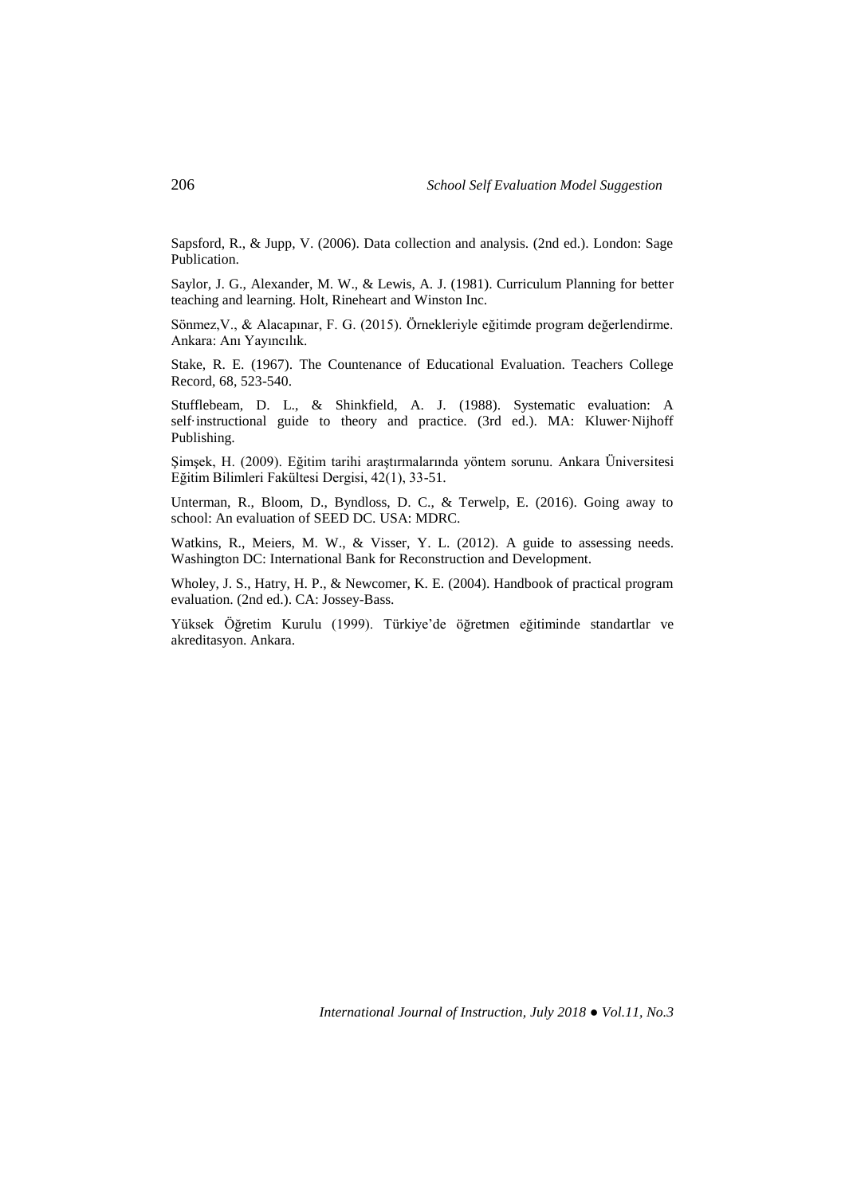Sapsford, R., & Jupp, V. (2006). Data collection and analysis. (2nd ed.). London: Sage Publication.

Saylor, J. G., Alexander, M. W., & Lewis, A. J. (1981). Curriculum Planning for better teaching and learning. Holt, Rineheart and Winston Inc.

Sönmez,V., & Alacapınar, F. G. (2015). Örnekleriyle eğitimde program değerlendirme. Ankara: Anı Yayıncılık.

Stake, R. E. (1967). The Countenance of Educational Evaluation. Teachers College Record, 68, 523-540.

Stufflebeam, D. L., & Shinkfield, A. J. (1988). Systematic evaluation: A self·instructional guide to theory and practice. (3rd ed.). MA: Kluwer·Nijhoff Publishing.

Şimşek, H. (2009). Eğitim tarihi araştırmalarında yöntem sorunu. Ankara Üniversitesi Eğitim Bilimleri Fakültesi Dergisi, 42(1), 33-51.

Unterman, R., Bloom, D., Byndloss, D. C., & Terwelp, E. (2016). Going away to school: An evaluation of SEED DC. USA: MDRC.

Watkins, R., Meiers, M. W., & Visser, Y. L. (2012). A guide to assessing needs. Washington DC: International Bank for Reconstruction and Development.

Wholey, J. S., Hatry, H. P., & Newcomer, K. E. (2004). Handbook of practical program evaluation. (2nd ed.). CA: Jossey-Bass.

Yüksek Öğretim Kurulu (1999). Türkiye'de öğretmen eğitiminde standartlar ve akreditasyon. Ankara.